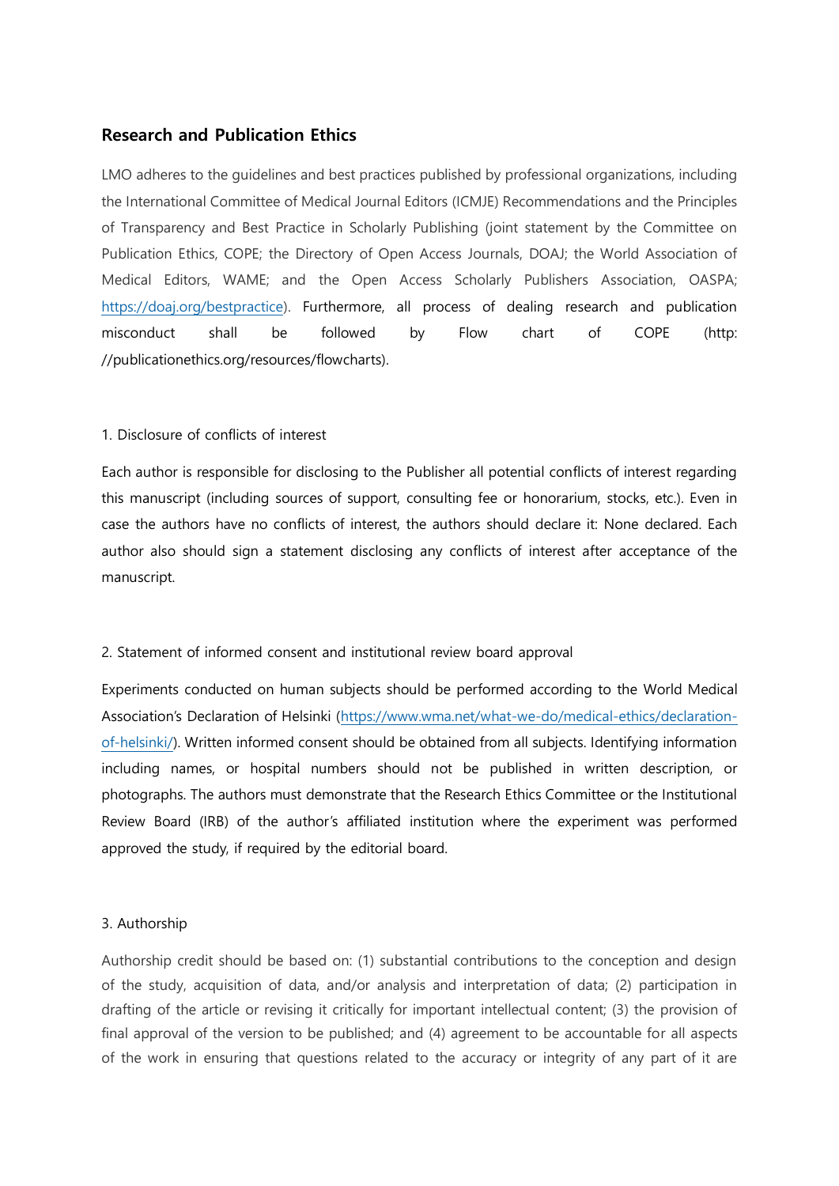## Research and Publication Ethics

LMO adheres to the guidelines and best practices published by professional organizations, including the International Committee of Medical Journal Editors (ICMJE) Recommendations and the Principles of Transparency and Best Practice in Scholarly Publishing (joint statement by the Committee on Publication Ethics, COPE; the Directory of Open Access Journals, DOAJ; the World Association of Medical Editors, WAME; and the Open Access Scholarly Publishers Association, OASPA; https://doaj.org/bestpractice). Furthermore, all process of dealing research and publication misconduct shall be followed by Flow chart of COPE (http: //publicationethics.org/resources/flowcharts).

### 1. Disclosure of conflicts of interest

Each author is responsible for disclosing to the Publisher all potential conflicts of interest regarding this manuscript (including sources of support, consulting fee or honorarium, stocks, etc.). Even in case the authors have no conflicts of interest, the authors should declare it: None declared. Each author also should sign a statement disclosing any conflicts of interest after acceptance of the manuscript.

### 2. Statement of informed consent and institutional review board approval

Experiments conducted on human subjects should be performed according to the World Medical Association's Declaration of Helsinki (https://www.wma.net/what-we-do/medical-ethics/declaration-of-helsinki/). Written informed consent should be obtained from all subjects. Identifying information including names, or hospital numbers should not be published in written description, or photographs. The authors must demonstrate that the Research Ethics Committee or the Institutional Review Board (IRB) of the author's affiliated institution where the experiment was performed approved the study, if required by the editorial board.

### 3. Authorship

Authorship credit should be based on: (1) substantial contributions to the conception and design of the study, acquisition of data, and/or analysis and interpretation of data; (2) participation in drafting of the article or revising it critically for important intellectual content; (3) the provision of final approval of the version to be published; and (4) agreement to be accountable for all aspects of the work in ensuring that questions related to the accuracy or integrity of any part of it are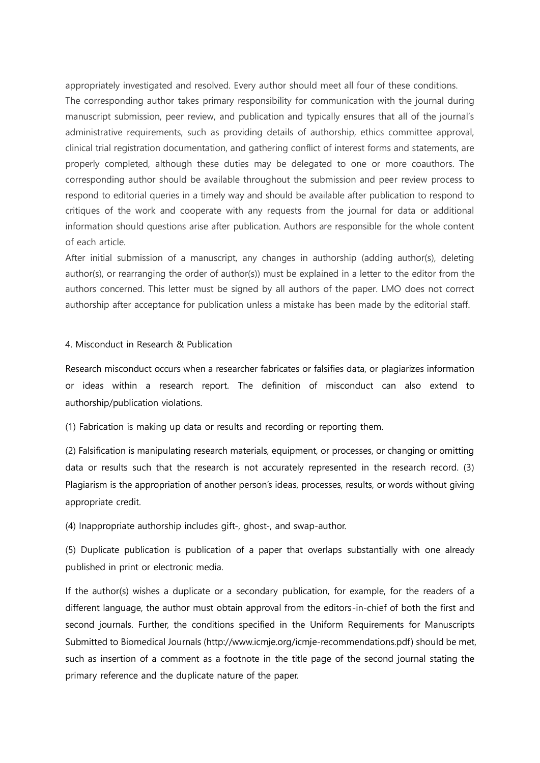appropriately investigated and resolved. Every author should meet all four of these conditions.

The corresponding author takes primary responsibility for communication with the journal during manuscript submission, peer review, and publication and typically ensures that all of the journal's administrative requirements, such as providing details of authorship, ethics committee approval, clinical trial registration documentation, and gathering conflict of interest forms and statements, are properly completed, although these duties may be delegated to one or more coauthors. The corresponding author should be available throughout the submission and peer review process to respond to editorial queries in a timely way and should be available after publication to respond to critiques of the work and cooperate with any requests from the journal for data or additional information should questions arise after publication. Authors are responsible for the whole content of each article.

After initial submission of a manuscript, any changes in authorship (adding author(s), deleting author(s), or rearranging the order of author(s)) must be explained in a letter to the editor from the authors concerned. This letter must be signed by all authors of the paper. LMO does not correct authorship after acceptance for publication unless a mistake has been made by the editorial staff.

## 4. Misconduct in Research & Publication

Research misconduct occurs when a researcher fabricates or falsifies data, or plagiarizes information or ideas within a research report. The definition of misconduct can also extend to authorship/publication violations.

(1) Fabrication is making up data or results and recording or reporting them.

(2) Falsification is manipulating research materials, equipment, or processes, or changing or omitting data or results such that the research is not accurately represented in the research record. (3) Plagiarism is the appropriation of another person's ideas, processes, results, or words without giving appropriate credit.

(4) Inappropriate authorship includes gift-, ghost-, and swap-author.

(5) Duplicate publication is publication of a paper that overlaps substantially with one already published in print or electronic media.

If the author(s) wishes a duplicate or a secondary publication, for example, for the readers of a different language, the author must obtain approval from the editors-in-chief of both the first and second journals. Further, the conditions specified in the Uniform Requirements for Manuscripts Submitted to Biomedical Journals (http://www.icmje.org/icmje-recommendations.pdf) should be met, such as insertion of a comment as a footnote in the title page of the second journal stating the primary reference and the duplicate nature of the paper.